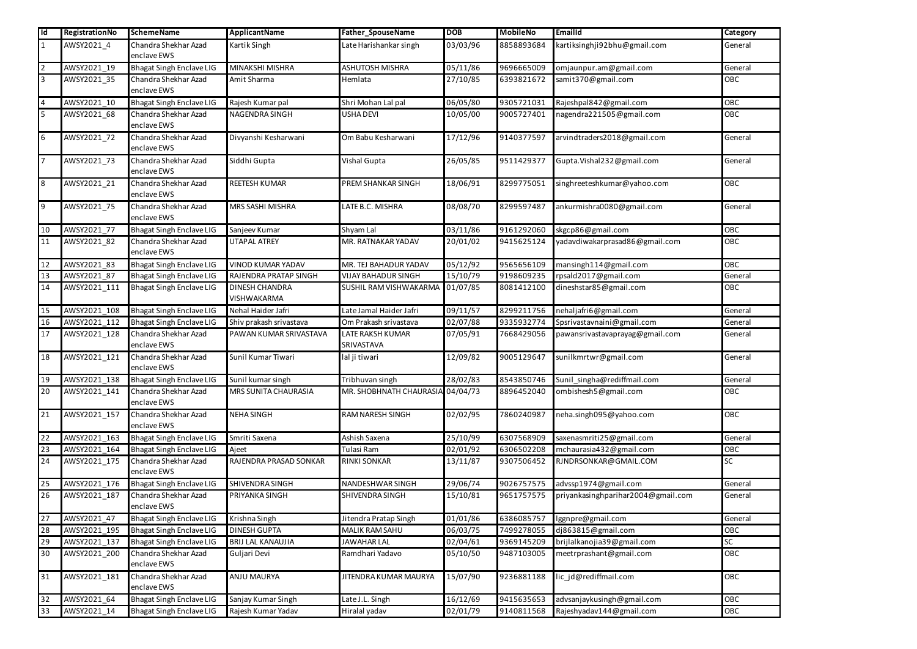| Id | RegistrationNo | SchemeName | ApplicantName | Father_SpouseName | DOB | MobileNo | EmailId | Category |
|---|---|---|---|---|---|---|---|---|
| 1 | AWSY2021_4 | Chandra Shekhar Azad enclave EWS | Kartik Singh | Late Harishankar singh | 03/03/96 | 8858893684 | kartiksinghji92bhu@gmail.com | General |
| 2 | AWSY2021_19 | Bhagat Singh Enclave LIG | MINAKSHI MISHRA | ASHUTOSH MISHRA | 05/11/86 | 9696665009 | omjaunpur.am@gmail.com | General |
| 3 | AWSY2021_35 | Chandra Shekhar Azad enclave EWS | Amit Sharma | Hemlata | 27/10/85 | 6393821672 | samit370@gmail.com | OBC |
| 4 | AWSY2021_10 | Bhagat Singh Enclave LIG | Rajesh Kumar pal | Shri Mohan Lal pal | 06/05/80 | 9305721031 | Rajeshpal842@gmail.com | OBC |
| 5 | AWSY2021_68 | Chandra Shekhar Azad enclave EWS | NAGENDRA SINGH | USHA DEVI | 10/05/00 | 9005727401 | nagendra221505@gmail.com | OBC |
| 6 | AWSY2021_72 | Chandra Shekhar Azad enclave EWS | Divyanshi Kesharwani | Om Babu Kesharwani | 17/12/96 | 9140377597 | arvindtraders2018@gmail.com | General |
| 7 | AWSY2021_73 | Chandra Shekhar Azad enclave EWS | Siddhi Gupta | Vishal Gupta | 26/05/85 | 9511429377 | Gupta.Vishal232@gmail.com | General |
| 8 | AWSY2021_21 | Chandra Shekhar Azad enclave EWS | REETESH KUMAR | PREM SHANKAR SINGH | 18/06/91 | 8299775051 | singhreeteshkumar@yahoo.com | OBC |
| 9 | AWSY2021_75 | Chandra Shekhar Azad enclave EWS | MRS SASHI MISHRA | LATE B.C. MISHRA | 08/08/70 | 8299597487 | ankurmishra0080@gmail.com | General |
| 10 | AWSY2021_77 | Bhagat Singh Enclave LIG | Sanjeev Kumar | Shyam Lal | 03/11/86 | 9161292060 | skgcp86@gmail.com | OBC |
| 11 | AWSY2021_82 | Chandra Shekhar Azad enclave EWS | UTAPAL ATREY | MR. RATNAKAR YADAV | 20/01/02 | 9415625124 | yadavdiwakarprasad86@gmail.com | OBC |
| 12 | AWSY2021_83 | Bhagat Singh Enclave LIG | VINOD KUMAR YADAV | MR. TEJ BAHADUR YADAV | 05/12/92 | 9565656109 | mansingh114@gmail.com | OBC |
| 13 | AWSY2021_87 | Bhagat Singh Enclave LIG | RAJENDRA PRATAP SINGH | VIJAY BAHADUR SINGH | 15/10/79 | 9198609235 | rpsald2017@gmail.com | General |
| 14 | AWSY2021_111 | Bhagat Singh Enclave LIG | DINESH CHANDRA VISHWAKARMA | SUSHIL RAM VISHWAKARMA | 01/07/85 | 8081412100 | dineshstar85@gmail.com | OBC |
| 15 | AWSY2021_108 | Bhagat Singh Enclave LIG | Nehal Haider Jafri | Late Jamal Haider Jafri | 09/11/57 | 8299211756 | nehaljafri6@gmail.com | General |
| 16 | AWSY2021_112 | Bhagat Singh Enclave LIG | Shiv prakash srivastava | Om Prakash srivastava | 02/07/88 | 9335932774 | Spsrivastavnaini@gmail.com | General |
| 17 | AWSY2021_128 | Chandra Shekhar Azad enclave EWS | PAWAN KUMAR SRIVASTAVA | LATE RAKSH KUMAR SRIVASTAVA | 07/05/91 | 7668429056 | pawansrivastavaprayag@gmail.com | General |
| 18 | AWSY2021_121 | Chandra Shekhar Azad enclave EWS | Sunil Kumar Tiwari | lal ji tiwari | 12/09/82 | 9005129647 | sunilkmrtwr@gmail.com | General |
| 19 | AWSY2021_138 | Bhagat Singh Enclave LIG | Sunil kumar singh | Tribhuvan singh | 28/02/83 | 8543850746 | Sunil_singha@rediffmail.com | General |
| 20 | AWSY2021_141 | Chandra Shekhar Azad enclave EWS | MRS SUNITA CHAURASIA | MR. SHOBHNATH CHAURASIA | 04/04/73 | 8896452040 | ombishesh5@gmail.com | OBC |
| 21 | AWSY2021_157 | Chandra Shekhar Azad enclave EWS | NEHA SINGH | RAM NARESH SINGH | 02/02/95 | 7860240987 | neha.singh095@yahoo.com | OBC |
| 22 | AWSY2021_163 | Bhagat Singh Enclave LIG | Smriti Saxena | Ashish Saxena | 25/10/99 | 6307568909 | saxenasmriti25@gmail.com | General |
| 23 | AWSY2021_164 | Bhagat Singh Enclave LIG | Ajeet | Tulasi Ram | 02/01/92 | 6306502208 | mchaurasia432@gmail.com | OBC |
| 24 | AWSY2021_175 | Chandra Shekhar Azad enclave EWS | RAJENDRA PRASAD SONKAR | RINKI SONKAR | 13/11/87 | 9307506452 | RJNDRSONKAR@GMAIL.COM | SC |
| 25 | AWSY2021_176 | Bhagat Singh Enclave LIG | SHIVENDRA SINGH | NANDESHWAR SINGH | 29/06/74 | 9026757575 | advssp1974@gmail.com | General |
| 26 | AWSY2021_187 | Chandra Shekhar Azad enclave EWS | PRIYANKA SINGH | SHIVENDRA SINGH | 15/10/81 | 9651757575 | priyankasinghparihar2004@gmail.com | General |
| 27 | AWSY2021_47 | Bhagat Singh Enclave LIG | Krishna Singh | Jitendra Pratap Singh | 01/01/86 | 6386085757 | lggnpre@gmail.com | General |
| 28 | AWSY2021_195 | Bhagat Singh Enclave LIG | DINESH GUPTA | MALIK RAM SAHU | 06/03/75 | 7499278055 | dj863815@gmail.com | OBC |
| 29 | AWSY2021_137 | Bhagat Singh Enclave LIG | BRIJ LAL KANAUJIA | JAWAHAR LAL | 02/04/61 | 9369145209 | brijlalkanojia39@gmail.com | SC |
| 30 | AWSY2021_200 | Chandra Shekhar Azad enclave EWS | Guljari Devi | Ramdhari Yadavo | 05/10/50 | 9487103005 | meetrprashant@gmail.com | OBC |
| 31 | AWSY2021_181 | Chandra Shekhar Azad enclave EWS | ANJU MAURYA | JITENDRA KUMAR MAURYA | 15/07/90 | 9236881188 | lic_jd@rediffmail.com | OBC |
| 32 | AWSY2021_64 | Bhagat Singh Enclave LIG | Sanjay Kumar Singh | Late J.L. Singh | 16/12/69 | 9415635653 | advsanjaykusingh@gmail.com | OBC |
| 33 | AWSY2021_14 | Bhagat Singh Enclave LIG | Rajesh Kumar Yadav | Hiralal yadav | 02/01/79 | 9140811568 | Rajeshyadav144@gmail.com | OBC |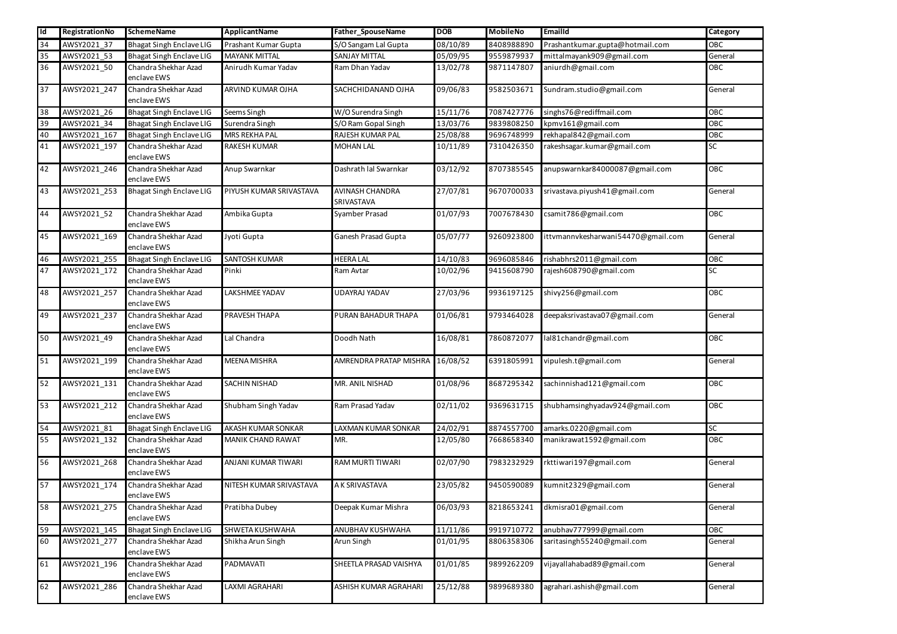| Id | RegistrationNo | SchemeName | ApplicantName | Father_SpouseName | DOB | MobileNo | EmailId | Category |
|---|---|---|---|---|---|---|---|---|
| 34 | AWSY2021_37 | Bhagat Singh Enclave LIG | Prashant Kumar Gupta | S/O Sangam Lal Gupta | 08/10/89 | 8408988890 | Prashantkumar.gupta@hotmail.com | OBC |
| 35 | AWSY2021_53 | Bhagat Singh Enclave LIG | MAYANK MITTAL | SANJAY MITTAL | 05/09/95 | 9559879937 | mittalmayank909@gmail.com | General |
| 36 | AWSY2021_50 | Chandra Shekhar Azad enclave EWS | Anirudh Kumar Yadav | Ram Dhan Yadav | 13/02/78 | 9871147807 | aniurdh@gmail.com | OBC |
| 37 | AWSY2021_247 | Chandra Shekhar Azad enclave EWS | ARVIND KUMAR OJHA | SACHCHIDANAND OJHA | 09/06/83 | 9582503671 | Sundram.studio@gmail.com | General |
| 38 | AWSY2021_26 | Bhagat Singh Enclave LIG | Seems Singh | W/O Surendra Singh | 15/11/76 | 7087427776 | singhs76@rediffmail.com | OBC |
| 39 | AWSY2021_34 | Bhagat Singh Enclave LIG | Surendra Singh | S/O Ram Gopal Singh | 13/03/76 | 9839808250 | kpmv161@gmail.com | OBC |
| 40 | AWSY2021_167 | Bhagat Singh Enclave LIG | MRS REKHA PAL | RAJESH KUMAR PAL | 25/08/88 | 9696748999 | rekhapal842@gmail.com | OBC |
| 41 | AWSY2021_197 | Chandra Shekhar Azad enclave EWS | RAKESH KUMAR | MOHAN LAL | 10/11/89 | 7310426350 | rakeshsagar.kumar@gmail.com | SC |
| 42 | AWSY2021_246 | Chandra Shekhar Azad enclave EWS | Anup Swarnkar | Dashrath lal Swarnkar | 03/12/92 | 8707385545 | anupswarnkar84000087@gmail.com | OBC |
| 43 | AWSY2021_253 | Bhagat Singh Enclave LIG | PIYUSH KUMAR SRIVASTAVA | AVINASH CHANDRA SRIVASTAVA | 27/07/81 | 9670700033 | srivastava.piyush41@gmail.com | General |
| 44 | AWSY2021_52 | Chandra Shekhar Azad enclave EWS | Ambika Gupta | Syamber Prasad | 01/07/93 | 7007678430 | csamit786@gmail.com | OBC |
| 45 | AWSY2021_169 | Chandra Shekhar Azad enclave EWS | Jyoti Gupta | Ganesh Prasad Gupta | 05/07/77 | 9260923800 | ittvmannvkesharwani54470@gmail.com | General |
| 46 | AWSY2021_255 | Bhagat Singh Enclave LIG | SANTOSH KUMAR | HEERA LAL | 14/10/83 | 9696085846 | rishabhrs2011@gmail.com | OBC |
| 47 | AWSY2021_172 | Chandra Shekhar Azad enclave EWS | Pinki | Ram Avtar | 10/02/96 | 9415608790 | rajesh608790@gmail.com | SC |
| 48 | AWSY2021_257 | Chandra Shekhar Azad enclave EWS | LAKSHMEE YADAV | UDAYRAJ YADAV | 27/03/96 | 9936197125 | shivy256@gmail.com | OBC |
| 49 | AWSY2021_237 | Chandra Shekhar Azad enclave EWS | PRAVESH THAPA | PURAN BAHADUR THAPA | 01/06/81 | 9793464028 | deepaksrivastava07@gmail.com | General |
| 50 | AWSY2021_49 | Chandra Shekhar Azad enclave EWS | Lal Chandra | Doodh Nath | 16/08/81 | 7860872077 | lal81chandr@gmail.com | OBC |
| 51 | AWSY2021_199 | Chandra Shekhar Azad enclave EWS | MEENA MISHRA | AMRENDRA PRATAP MISHRA | 16/08/52 | 6391805991 | vipulesh.t@gmail.com | General |
| 52 | AWSY2021_131 | Chandra Shekhar Azad enclave EWS | SACHIN NISHAD | MR. ANIL NISHAD | 01/08/96 | 8687295342 | sachinnishad121@gmail.com | OBC |
| 53 | AWSY2021_212 | Chandra Shekhar Azad enclave EWS | Shubham Singh Yadav | Ram Prasad Yadav | 02/11/02 | 9369631715 | shubhamsinghyadav924@gmail.com | OBC |
| 54 | AWSY2021_81 | Bhagat Singh Enclave LIG | AKASH KUMAR SONKAR | LAXMAN KUMAR SONKAR | 24/02/91 | 8874557700 | amarks.0220@gmail.com | SC |
| 55 | AWSY2021_132 | Chandra Shekhar Azad enclave EWS | MANIK CHAND RAWAT | MR. | 12/05/80 | 7668658340 | manikrawat1592@gmail.com | OBC |
| 56 | AWSY2021_268 | Chandra Shekhar Azad enclave EWS | ANJANI KUMAR TIWARI | RAM MURTI TIWARI | 02/07/90 | 7983232929 | rkttiwari197@gmail.com | General |
| 57 | AWSY2021_174 | Chandra Shekhar Azad enclave EWS | NITESH KUMAR SRIVASTAVA | A K SRIVASTAVA | 23/05/82 | 9450590089 | kumnit2329@gmail.com | General |
| 58 | AWSY2021_275 | Chandra Shekhar Azad enclave EWS | Pratibha Dubey | Deepak Kumar Mishra | 06/03/93 | 8218653241 | dkmisra01@gmail.com | General |
| 59 | AWSY2021_145 | Bhagat Singh Enclave LIG | SHWETA KUSHWAHA | ANUBHAV KUSHWAHA | 11/11/86 | 9919710772 | anubhav777999@gmail.com | OBC |
| 60 | AWSY2021_277 | Chandra Shekhar Azad enclave EWS | Shikha Arun Singh | Arun Singh | 01/01/95 | 8806358306 | saritasingh55240@gmail.com | General |
| 61 | AWSY2021_196 | Chandra Shekhar Azad enclave EWS | PADMAVATI | SHEETLA PRASAD VAISHYA | 01/01/85 | 9899262209 | vijayallahabad89@gmail.com | General |
| 62 | AWSY2021_286 | Chandra Shekhar Azad enclave EWS | LAXMI AGRAHARI | ASHISH KUMAR AGRAHARI | 25/12/88 | 9899689380 | agrahari.ashish@gmail.com | General |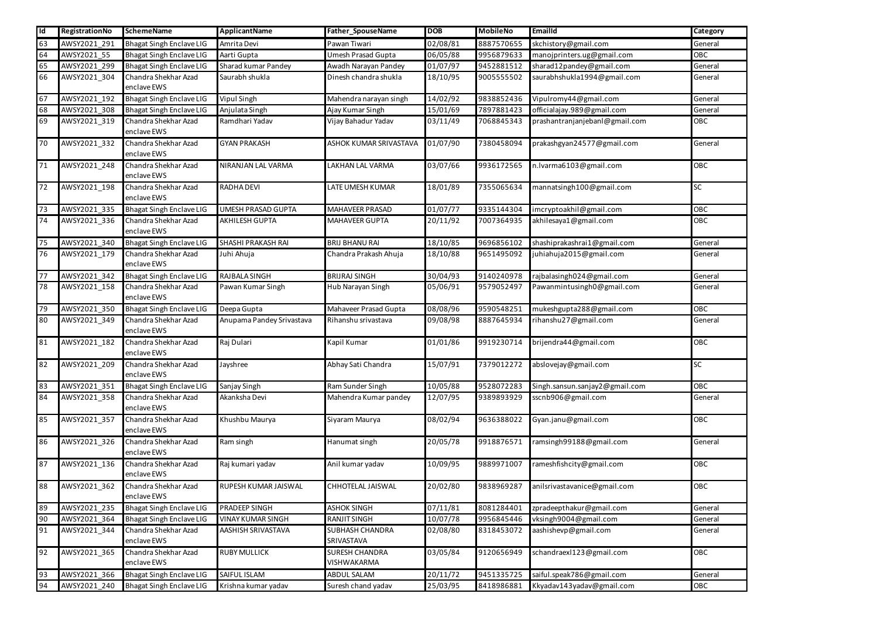| Id | RegistrationNo | SchemeName | ApplicantName | Father_SpouseName | DOB | MobileNo | EmailId | Category |
|---|---|---|---|---|---|---|---|---|
| 63 | AWSY2021_291 | Bhagat Singh Enclave LIG | Amrita Devi | Pawan Tiwari | 02/08/81 | 8887570655 | skchistory@gmail.com | General |
| 64 | AWSY2021_55 | Bhagat Singh Enclave LIG | Aarti Gupta | Umesh Prasad Gupta | 06/05/88 | 9956879633 | manojprinters.ug@gmail.com | OBC |
| 65 | AWSY2021_299 | Bhagat Singh Enclave LIG | Sharad kumar Pandey | Awadh Narayan Pandey | 01/07/97 | 9452881512 | sharad12pandey@gmail.com | General |
| 66 | AWSY2021_304 | Chandra Shekhar Azad enclave EWS | Saurabh shukla | Dinesh chandra shukla | 18/10/95 | 9005555502 | saurabhshukla1994@gmail.com | General |
| 67 | AWSY2021_192 | Bhagat Singh Enclave LIG | Vipul Singh | Mahendra narayan singh | 14/02/92 | 9838852436 | Vipulromy44@gmail.com | General |
| 68 | AWSY2021_308 | Bhagat Singh Enclave LIG | Anjulata Singh | Ajay Kumar Singh | 15/01/69 | 7897881423 | officialajay.989@gmail.com | General |
| 69 | AWSY2021_319 | Chandra Shekhar Azad enclave EWS | Ramdhari Yadav | Vijay Bahadur Yadav | 03/11/49 | 7068845343 | prashantranjanjebanl@gmail.com | OBC |
| 70 | AWSY2021_332 | Chandra Shekhar Azad enclave EWS | GYAN PRAKASH | ASHOK KUMAR SRIVASTAVA | 01/07/90 | 7380458094 | prakashgyan24577@gmail.com | General |
| 71 | AWSY2021_248 | Chandra Shekhar Azad enclave EWS | NIRANJAN LAL VARMA | LAKHAN LAL VARMA | 03/07/66 | 9936172565 | n.lvarma6103@gmail.com | OBC |
| 72 | AWSY2021_198 | Chandra Shekhar Azad enclave EWS | RADHA DEVI | LATE UMESH KUMAR | 18/01/89 | 7355065634 | mannatsingh100@gmail.com | SC |
| 73 | AWSY2021_335 | Bhagat Singh Enclave LIG | UMESH PRASAD GUPTA | MAHAVEER PRASAD | 01/07/77 | 9335144304 | imcryptoakhil@gmail.com | OBC |
| 74 | AWSY2021_336 | Chandra Shekhar Azad enclave EWS | AKHILESH GUPTA | MAHAVEER GUPTA | 20/11/92 | 7007364935 | akhilesaya1@gmail.com | OBC |
| 75 | AWSY2021_340 | Bhagat Singh Enclave LIG | SHASHI PRAKASH RAI | BRIJ BHANU RAI | 18/10/85 | 9696856102 | shashiprakashrai1@gmail.com | General |
| 76 | AWSY2021_179 | Chandra Shekhar Azad enclave EWS | Juhi Ahuja | Chandra Prakash Ahuja | 18/10/88 | 9651495092 | juhiahuja2015@gmail.com | General |
| 77 | AWSY2021_342 | Bhagat Singh Enclave LIG | RAJBALA SINGH | BRIJRAJ SINGH | 30/04/93 | 9140240978 | rajbalasingh024@gmail.com | General |
| 78 | AWSY2021_158 | Chandra Shekhar Azad enclave EWS | Pawan Kumar Singh | Hub Narayan Singh | 05/06/91 | 9579052497 | Pawanmintusingh0@gmail.com | General |
| 79 | AWSY2021_350 | Bhagat Singh Enclave LIG | Deepa Gupta | Mahaveer Prasad Gupta | 08/08/96 | 9590548251 | mukeshgupta288@gmail.com | OBC |
| 80 | AWSY2021_349 | Chandra Shekhar Azad enclave EWS | Anupama Pandey Srivastava | Rihanshu srivastava | 09/08/98 | 8887645934 | rihanshu27@gmail.com | General |
| 81 | AWSY2021_182 | Chandra Shekhar Azad enclave EWS | Raj Dulari | Kapil Kumar | 01/01/86 | 9919230714 | brijendra44@gmail.com | OBC |
| 82 | AWSY2021_209 | Chandra Shekhar Azad enclave EWS | Jayshree | Abhay Sati Chandra | 15/07/91 | 7379012272 | abslovejay@gmail.com | SC |
| 83 | AWSY2021_351 | Bhagat Singh Enclave LIG | Sanjay Singh | Ram Sunder Singh | 10/05/88 | 9528072283 | Singh.sansun.sanjay2@gmail.com | OBC |
| 84 | AWSY2021_358 | Chandra Shekhar Azad enclave EWS | Akanksha Devi | Mahendra Kumar pandey | 12/07/95 | 9389893929 | sscnb906@gmail.com | General |
| 85 | AWSY2021_357 | Chandra Shekhar Azad enclave EWS | Khushbu Maurya | Siyaram Maurya | 08/02/94 | 9636388022 | Gyan.janu@gmail.com | OBC |
| 86 | AWSY2021_326 | Chandra Shekhar Azad enclave EWS | Ram singh | Hanumat singh | 20/05/78 | 9918876571 | ramsingh99188@gmail.com | General |
| 87 | AWSY2021_136 | Chandra Shekhar Azad enclave EWS | Raj kumari yadav | Anil kumar yadav | 10/09/95 | 9889971007 | rameshfishcity@gmail.com | OBC |
| 88 | AWSY2021_362 | Chandra Shekhar Azad enclave EWS | RUPESH KUMAR JAISWAL | CHHOTELAL JAISWAL | 20/02/80 | 9838969287 | anilsrivastavanice@gmail.com | OBC |
| 89 | AWSY2021_235 | Bhagat Singh Enclave LIG | PRADEEP SINGH | ASHOK SINGH | 07/11/81 | 8081284401 | zpradeepthakur@gmail.com | General |
| 90 | AWSY2021_364 | Bhagat Singh Enclave LIG | VINAY KUMAR SINGH | RANJIT SINGH | 10/07/78 | 9956845446 | vksingh9004@gmail.com | General |
| 91 | AWSY2021_344 | Chandra Shekhar Azad enclave EWS | AASHISH SRIVASTAVA | SUBHASH CHANDRA SRIVASTAVA | 02/08/80 | 8318453072 | aashishevp@gmail.com | General |
| 92 | AWSY2021_365 | Chandra Shekhar Azad enclave EWS | RUBY MULLICK | SURESH CHANDRA VISHWAKARMA | 03/05/84 | 9120656949 | schandraexl123@gmail.com | OBC |
| 93 | AWSY2021_366 | Bhagat Singh Enclave LIG | SAIFUL ISLAM | ABDUL SALAM | 20/11/72 | 9451335725 | saiful.speak786@gmail.com | General |
| 94 | AWSY2021_240 | Bhagat Singh Enclave LIG | Krishna kumar yadav | Suresh chand yadav | 25/03/95 | 8418986881 | Kkyadav143yadav@gmail.com | OBC |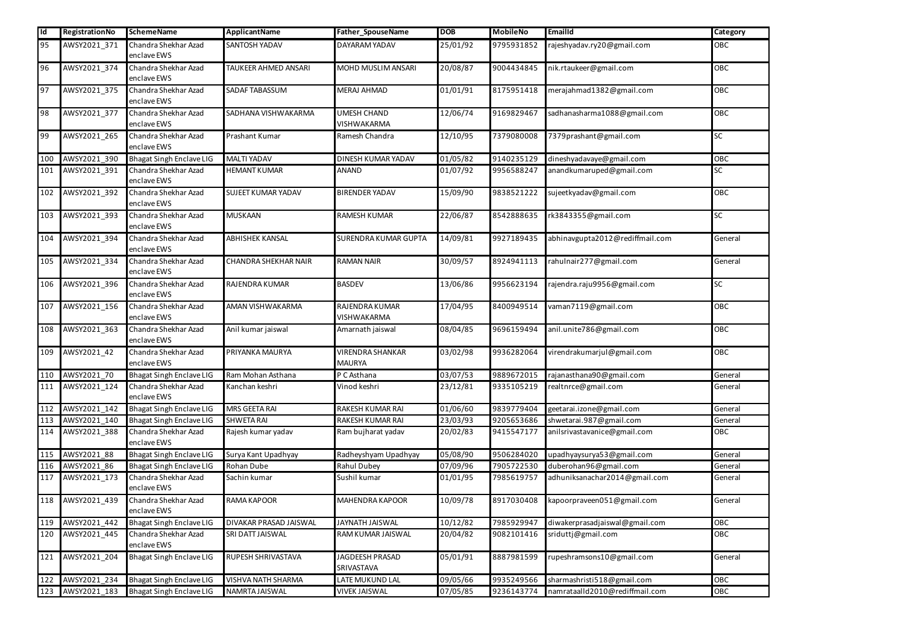| Id | RegistrationNo | SchemeName | ApplicantName | Father_SpouseName | DOB | MobileNo | EmailId | Category |
|---|---|---|---|---|---|---|---|---|
| 95 | AWSY2021_371 | Chandra Shekhar Azad enclave EWS | SANTOSH YADAV | DAYARAM YADAV | 25/01/92 | 9795931852 | rajeshyadav.ry20@gmail.com | OBC |
| 96 | AWSY2021_374 | Chandra Shekhar Azad enclave EWS | TAUKEER AHMED ANSARI | MOHD MUSLIM ANSARI | 20/08/87 | 9004434845 | nik.rtaukeer@gmail.com | OBC |
| 97 | AWSY2021_375 | Chandra Shekhar Azad enclave EWS | SADAF TABASSUM | MERAJ AHMAD | 01/01/91 | 8175951418 | merajahmad1382@gmail.com | OBC |
| 98 | AWSY2021_377 | Chandra Shekhar Azad enclave EWS | SADHANA VISHWAKARMA | UMESH CHAND VISHWAKARMA | 12/06/74 | 9169829467 | sadhanasharma1088@gmail.com | OBC |
| 99 | AWSY2021_265 | Chandra Shekhar Azad enclave EWS | Prashant Kumar | Ramesh Chandra | 12/10/95 | 7379080008 | 7379prashant@gmail.com | SC |
| 100 | AWSY2021_390 | Bhagat Singh Enclave LIG | MALTI YADAV | DINESH KUMAR YADAV | 01/05/82 | 9140235129 | dineshyadavaye@gmail.com | OBC |
| 101 | AWSY2021_391 | Chandra Shekhar Azad enclave EWS | HEMANT KUMAR | ANAND | 01/07/92 | 9956588247 | anandkumaruped@gmail.com | SC |
| 102 | AWSY2021_392 | Chandra Shekhar Azad enclave EWS | SUJEET KUMAR YADAV | BIRENDER YADAV | 15/09/90 | 9838521222 | sujeetkyadav@gmail.com | OBC |
| 103 | AWSY2021_393 | Chandra Shekhar Azad enclave EWS | MUSKAAN | RAMESH KUMAR | 22/06/87 | 8542888635 | rk3843355@gmail.com | SC |
| 104 | AWSY2021_394 | Chandra Shekhar Azad enclave EWS | ABHISHEK KANSAL | SURENDRA KUMAR GUPTA | 14/09/81 | 9927189435 | abhinavgupta2012@rediffmail.com | General |
| 105 | AWSY2021_334 | Chandra Shekhar Azad enclave EWS | CHANDRA SHEKHAR NAIR | RAMAN NAIR | 30/09/57 | 8924941113 | rahulnair277@gmail.com | General |
| 106 | AWSY2021_396 | Chandra Shekhar Azad enclave EWS | RAJENDRA KUMAR | BASDEV | 13/06/86 | 9956623194 | rajendra.raju9956@gmail.com | SC |
| 107 | AWSY2021_156 | Chandra Shekhar Azad enclave EWS | AMAN VISHWAKARMA | RAJENDRA KUMAR VISHWAKARMA | 17/04/95 | 8400949514 | vaman7119@gmail.com | OBC |
| 108 | AWSY2021_363 | Chandra Shekhar Azad enclave EWS | Anil kumar jaiswal | Amarnath jaiswal | 08/04/85 | 9696159494 | anil.unite786@gmail.com | OBC |
| 109 | AWSY2021_42 | Chandra Shekhar Azad enclave EWS | PRIYANKA MAURYA | VIRENDRA SHANKAR MAURYA | 03/02/98 | 9936282064 | virendrakumarjul@gmail.com | OBC |
| 110 | AWSY2021_70 | Bhagat Singh Enclave LIG | Ram Mohan Asthana | P C Asthana | 03/07/53 | 9889672015 | rajanasthana90@gmail.com | General |
| 111 | AWSY2021_124 | Chandra Shekhar Azad enclave EWS | Kanchan keshri | Vinod keshri | 23/12/81 | 9335105219 | realtnrce@gmail.com | General |
| 112 | AWSY2021_142 | Bhagat Singh Enclave LIG | MRS GEETA RAI | RAKESH KUMAR RAI | 01/06/60 | 9839779404 | geetarai.izone@gmail.com | General |
| 113 | AWSY2021_140 | Bhagat Singh Enclave LIG | SHWETA RAI | RAKESH KUMAR RAI | 23/03/93 | 9205653686 | shwetarai.987@gmail.com | General |
| 114 | AWSY2021_388 | Chandra Shekhar Azad enclave EWS | Rajesh kumar yadav | Ram bujharat yadav | 20/02/83 | 9415547177 | anilsrivastavanice@gmail.com | OBC |
| 115 | AWSY2021_88 | Bhagat Singh Enclave LIG | Surya Kant Upadhyay | Radheyshyam Upadhyay | 05/08/90 | 9506284020 | upadhyaysurya53@gmail.com | General |
| 116 | AWSY2021_86 | Bhagat Singh Enclave LIG | Rohan Dube | Rahul Dubey | 07/09/96 | 7905722530 | duberohan96@gmail.com | General |
| 117 | AWSY2021_173 | Chandra Shekhar Azad enclave EWS | Sachin kumar | Sushil kumar | 01/01/95 | 7985619757 | adhuniksanachar2014@gmail.com | General |
| 118 | AWSY2021_439 | Chandra Shekhar Azad enclave EWS | RAMA KAPOOR | MAHENDRA KAPOOR | 10/09/78 | 8917030408 | kapoorpraveen051@gmail.com | General |
| 119 | AWSY2021_442 | Bhagat Singh Enclave LIG | DIVAKAR PRASAD JAISWAL | JAYNATH JAISWAL | 10/12/82 | 7985929947 | diwakerprasadjaiswal@gmail.com | OBC |
| 120 | AWSY2021_445 | Chandra Shekhar Azad enclave EWS | SRI DATT JAISWAL | RAM KUMAR JAISWAL | 20/04/82 | 9082101416 | sriduttj@gmail.com | OBC |
| 121 | AWSY2021_204 | Bhagat Singh Enclave LIG | RUPESH SHRIVASTAVA | JAGDEESH PRASAD SRIVASTAVA | 05/01/91 | 8887981599 | rupeshramsons10@gmail.com | General |
| 122 | AWSY2021_234 | Bhagat Singh Enclave LIG | VISHVA NATH SHARMA | LATE MUKUND LAL | 09/05/66 | 9935249566 | sharmashristi518@gmail.com | OBC |
| 123 | AWSY2021_183 | Bhagat Singh Enclave LIG | NAMRTA JAISWAL | VIVEK JAISWAL | 07/05/85 | 9236143774 | namrataalld2010@rediffmail.com | OBC |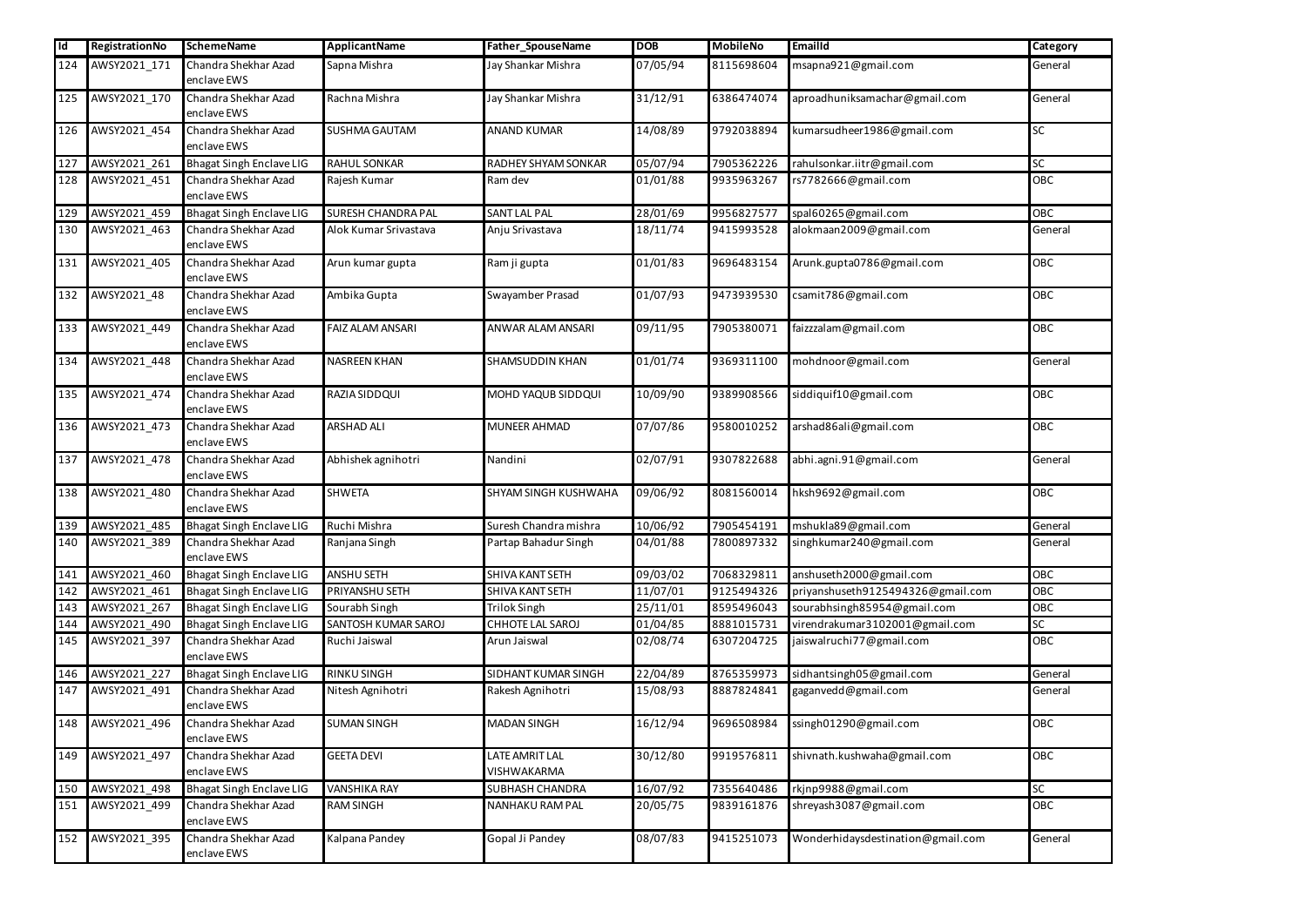| Id | RegistrationNo | SchemeName | ApplicantName | Father_SpouseName | DOB | MobileNo | EmailId | Category |
|---|---|---|---|---|---|---|---|---|
| 124 | AWSY2021_171 | Chandra Shekhar Azad enclave EWS | Sapna Mishra | Jay Shankar Mishra | 07/05/94 | 8115698604 | msapna921@gmail.com | General |
| 125 | AWSY2021_170 | Chandra Shekhar Azad enclave EWS | Rachna Mishra | Jay Shankar Mishra | 31/12/91 | 6386474074 | aproadhuniksamachar@gmail.com | General |
| 126 | AWSY2021_454 | Chandra Shekhar Azad enclave EWS | SUSHMA GAUTAM | ANAND KUMAR | 14/08/89 | 9792038894 | kumarsudheer1986@gmail.com | SC |
| 127 | AWSY2021_261 | Bhagat Singh Enclave LIG | RAHUL SONKAR | RADHEY SHYAM SONKAR | 05/07/94 | 7905362226 | rahulsonkar.iitr@gmail.com | SC |
| 128 | AWSY2021_451 | Chandra Shekhar Azad enclave EWS | Rajesh Kumar | Ram dev | 01/01/88 | 9935963267 | rs7782666@gmail.com | OBC |
| 129 | AWSY2021_459 | Bhagat Singh Enclave LIG | SURESH CHANDRA PAL | SANT LAL PAL | 28/01/69 | 9956827577 | spal60265@gmail.com | OBC |
| 130 | AWSY2021_463 | Chandra Shekhar Azad enclave EWS | Alok Kumar Srivastava | Anju Srivastava | 18/11/74 | 9415993528 | alokmaan2009@gmail.com | General |
| 131 | AWSY2021_405 | Chandra Shekhar Azad enclave EWS | Arun kumar gupta | Ram ji gupta | 01/01/83 | 9696483154 | Arunk.gupta0786@gmail.com | OBC |
| 132 | AWSY2021_48 | Chandra Shekhar Azad enclave EWS | Ambika Gupta | Swayamber Prasad | 01/07/93 | 9473939530 | csamit786@gmail.com | OBC |
| 133 | AWSY2021_449 | Chandra Shekhar Azad enclave EWS | FAIZ ALAM ANSARI | ANWAR ALAM ANSARI | 09/11/95 | 7905380071 | faizzzalam@gmail.com | OBC |
| 134 | AWSY2021_448 | Chandra Shekhar Azad enclave EWS | NASREEN KHAN | SHAMSUDDIN KHAN | 01/01/74 | 9369311100 | mohdnoor@gmail.com | General |
| 135 | AWSY2021_474 | Chandra Shekhar Azad enclave EWS | RAZIA SIDDQUI | MOHD YAQUB SIDDQUI | 10/09/90 | 9389908566 | siddiquif10@gmail.com | OBC |
| 136 | AWSY2021_473 | Chandra Shekhar Azad enclave EWS | ARSHAD ALI | MUNEER AHMAD | 07/07/86 | 9580010252 | arshad86ali@gmail.com | OBC |
| 137 | AWSY2021_478 | Chandra Shekhar Azad enclave EWS | Abhishek agnihotri | Nandini | 02/07/91 | 9307822688 | abhi.agni.91@gmail.com | General |
| 138 | AWSY2021_480 | Chandra Shekhar Azad enclave EWS | SHWETA | SHYAM SINGH KUSHWAHA | 09/06/92 | 8081560014 | hksh9692@gmail.com | OBC |
| 139 | AWSY2021_485 | Bhagat Singh Enclave LIG | Ruchi Mishra | Suresh Chandra mishra | 10/06/92 | 7905454191 | mshukla89@gmail.com | General |
| 140 | AWSY2021_389 | Chandra Shekhar Azad enclave EWS | Ranjana Singh | Partap Bahadur Singh | 04/01/88 | 7800897332 | singhkumar240@gmail.com | General |
| 141 | AWSY2021_460 | Bhagat Singh Enclave LIG | ANSHU SETH | SHIVA KANT SETH | 09/03/02 | 7068329811 | anshuseth2000@gmail.com | OBC |
| 142 | AWSY2021_461 | Bhagat Singh Enclave LIG | PRIYANSHU SETH | SHIVA KANT SETH | 11/07/01 | 9125494326 | priyanshuseth9125494326@gmail.com | OBC |
| 143 | AWSY2021_267 | Bhagat Singh Enclave LIG | Sourabh Singh | Trilok Singh | 25/11/01 | 8595496043 | sourabhsingh85954@gmail.com | OBC |
| 144 | AWSY2021_490 | Bhagat Singh Enclave LIG | SANTOSH KUMAR SAROJ | CHHOTE LAL SAROJ | 01/04/85 | 8881015731 | virendrakumar3102001@gmail.com | SC |
| 145 | AWSY2021_397 | Chandra Shekhar Azad enclave EWS | Ruchi Jaiswal | Arun Jaiswal | 02/08/74 | 6307204725 | jaiswalruchi77@gmail.com | OBC |
| 146 | AWSY2021_227 | Bhagat Singh Enclave LIG | RINKU SINGH | SIDHANT KUMAR SINGH | 22/04/89 | 8765359973 | sidhantsingh05@gmail.com | General |
| 147 | AWSY2021_491 | Chandra Shekhar Azad enclave EWS | Nitesh Agnihotri | Rakesh Agnihotri | 15/08/93 | 8887824841 | gaganvedd@gmail.com | General |
| 148 | AWSY2021_496 | Chandra Shekhar Azad enclave EWS | SUMAN SINGH | MADAN SINGH | 16/12/94 | 9696508984 | ssingh01290@gmail.com | OBC |
| 149 | AWSY2021_497 | Chandra Shekhar Azad enclave EWS | GEETA DEVI | LATE AMRIT LAL VISHWAKARMA | 30/12/80 | 9919576811 | shivnath.kushwaha@gmail.com | OBC |
| 150 | AWSY2021_498 | Bhagat Singh Enclave LIG | VANSHIKA RAY | SUBHASH CHANDRA | 16/07/92 | 7355640486 | rkjnp9988@gmail.com | SC |
| 151 | AWSY2021_499 | Chandra Shekhar Azad enclave EWS | RAM SINGH | NANHAKU RAM PAL | 20/05/75 | 9839161876 | shreyash3087@gmail.com | OBC |
| 152 | AWSY2021_395 | Chandra Shekhar Azad enclave EWS | Kalpana Pandey | Gopal Ji Pandey | 08/07/83 | 9415251073 | Wonderhidaysdestination@gmail.com | General |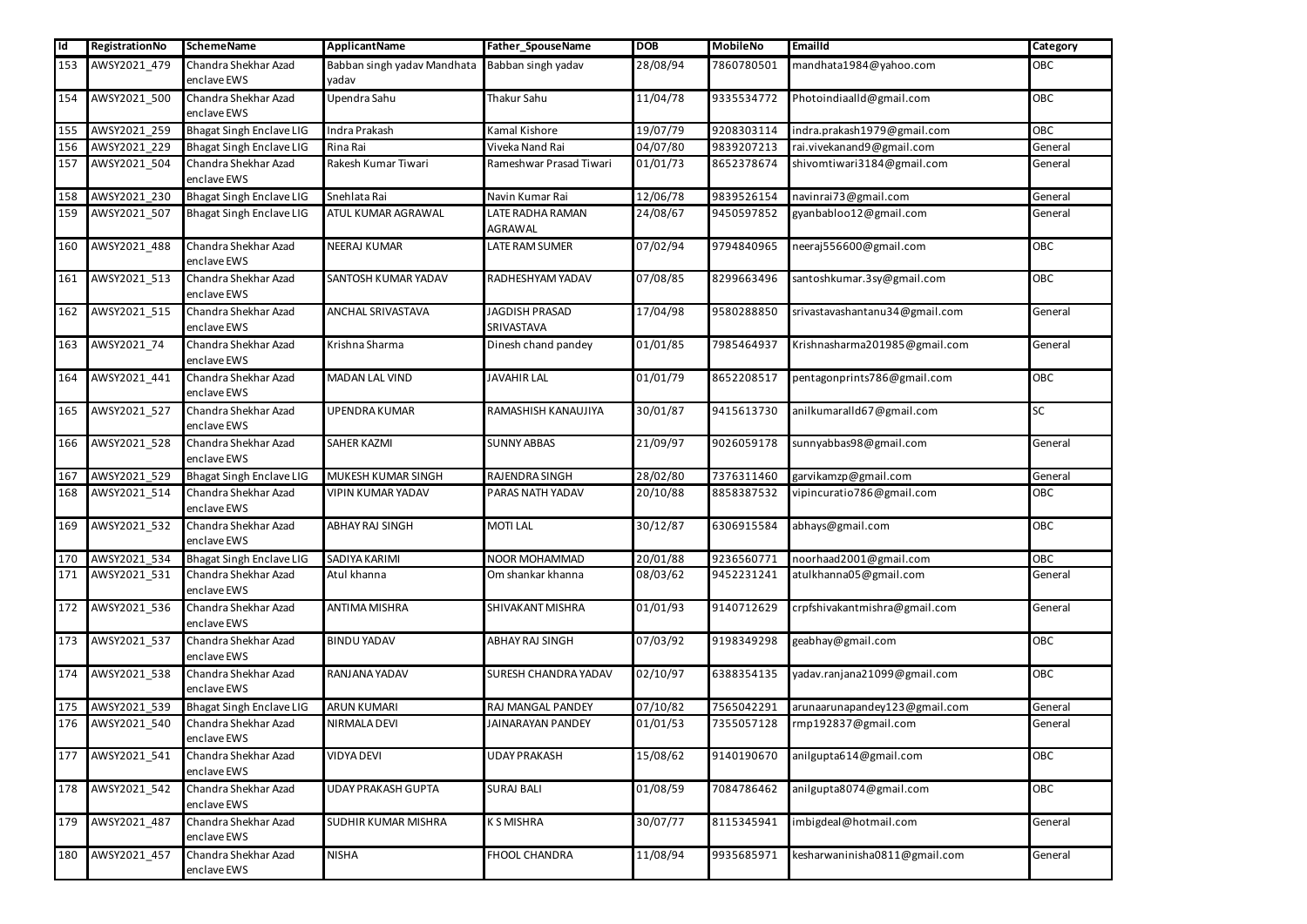| Id | RegistrationNo | SchemeName | ApplicantName | Father_SpouseName | DOB | MobileNo | EmailId | Category |
|---|---|---|---|---|---|---|---|---|
| 153 | AWSY2021_479 | Chandra Shekhar Azad enclave EWS | Babban singh yadav Mandhata yadav | Babban singh yadav | 28/08/94 | 7860780501 | mandhata1984@yahoo.com | OBC |
| 154 | AWSY2021_500 | Chandra Shekhar Azad enclave EWS | Upendra Sahu | Thakur Sahu | 11/04/78 | 9335534772 | Photoindiaalld@gmail.com | OBC |
| 155 | AWSY2021_259 | Bhagat Singh Enclave LIG | Indra Prakash | Kamal Kishore | 19/07/79 | 9208303114 | indra.prakash1979@gmail.com | OBC |
| 156 | AWSY2021_229 | Bhagat Singh Enclave LIG | Rina Rai | Viveka Nand Rai | 04/07/80 | 9839207213 | rai.vivekanand9@gmail.com | General |
| 157 | AWSY2021_504 | Chandra Shekhar Azad enclave EWS | Rakesh Kumar Tiwari | Rameshwar Prasad Tiwari | 01/01/73 | 8652378674 | shivomtiwari3184@gmail.com | General |
| 158 | AWSY2021_230 | Bhagat Singh Enclave LIG | Snehlata Rai | Navin Kumar Rai | 12/06/78 | 9839526154 | navinrai73@gmail.com | General |
| 159 | AWSY2021_507 | Bhagat Singh Enclave LIG | ATUL KUMAR AGRAWAL | LATE RADHA RAMAN AGRAWAL | 24/08/67 | 9450597852 | gyanbabloo12@gmail.com | General |
| 160 | AWSY2021_488 | Chandra Shekhar Azad enclave EWS | NEERAJ KUMAR | LATE RAM SUMER | 07/02/94 | 9794840965 | neeraj556600@gmail.com | OBC |
| 161 | AWSY2021_513 | Chandra Shekhar Azad enclave EWS | SANTOSH KUMAR YADAV | RADHESHYAM YADAV | 07/08/85 | 8299663496 | santoshkumar.3sy@gmail.com | OBC |
| 162 | AWSY2021_515 | Chandra Shekhar Azad enclave EWS | ANCHAL SRIVASTAVA | JAGDISH PRASAD SRIVASTAVA | 17/04/98 | 9580288850 | srivastavashantanu34@gmail.com | General |
| 163 | AWSY2021_74 | Chandra Shekhar Azad enclave EWS | Krishna Sharma | Dinesh chand pandey | 01/01/85 | 7985464937 | Krishnasharma201985@gmail.com | General |
| 164 | AWSY2021_441 | Chandra Shekhar Azad enclave EWS | MADAN LAL VIND | JAVAHIR LAL | 01/01/79 | 8652208517 | pentagonprints786@gmail.com | OBC |
| 165 | AWSY2021_527 | Chandra Shekhar Azad enclave EWS | UPENDRA KUMAR | RAMASHISH KANAUJIYA | 30/01/87 | 9415613730 | anilkumaralld67@gmail.com | SC |
| 166 | AWSY2021_528 | Chandra Shekhar Azad enclave EWS | SAHER KAZMI | SUNNY ABBAS | 21/09/97 | 9026059178 | sunnyabbas98@gmail.com | General |
| 167 | AWSY2021_529 | Bhagat Singh Enclave LIG | MUKESH KUMAR SINGH | RAJENDRA SINGH | 28/02/80 | 7376311460 | garvikamzp@gmail.com | General |
| 168 | AWSY2021_514 | Chandra Shekhar Azad enclave EWS | VIPIN KUMAR YADAV | PARAS NATH YADAV | 20/10/88 | 8858387532 | vipincuratio786@gmail.com | OBC |
| 169 | AWSY2021_532 | Chandra Shekhar Azad enclave EWS | ABHAY RAJ SINGH | MOTI LAL | 30/12/87 | 6306915584 | abhays@gmail.com | OBC |
| 170 | AWSY2021_534 | Bhagat Singh Enclave LIG | SADIYA KARIMI | NOOR MOHAMMAD | 20/01/88 | 9236560771 | noorhaad2001@gmail.com | OBC |
| 171 | AWSY2021_531 | Chandra Shekhar Azad enclave EWS | Atul khanna | Om shankar khanna | 08/03/62 | 9452231241 | atulkhanna05@gmail.com | General |
| 172 | AWSY2021_536 | Chandra Shekhar Azad enclave EWS | ANTIMA MISHRA | SHIVAKANT MISHRA | 01/01/93 | 9140712629 | crpfshivakantmishra@gmail.com | General |
| 173 | AWSY2021_537 | Chandra Shekhar Azad enclave EWS | BINDU YADAV | ABHAY RAJ SINGH | 07/03/92 | 9198349298 | geabhay@gmail.com | OBC |
| 174 | AWSY2021_538 | Chandra Shekhar Azad enclave EWS | RANJANA YADAV | SURESH CHANDRA YADAV | 02/10/97 | 6388354135 | yadav.ranjana21099@gmail.com | OBC |
| 175 | AWSY2021_539 | Bhagat Singh Enclave LIG | ARUN KUMARI | RAJ MANGAL PANDEY | 07/10/82 | 7565042291 | arunaarunapandey123@gmail.com | General |
| 176 | AWSY2021_540 | Chandra Shekhar Azad enclave EWS | NIRMALA DEVI | JAINARAYAN PANDEY | 01/01/53 | 7355057128 | rmp192837@gmail.com | General |
| 177 | AWSY2021_541 | Chandra Shekhar Azad enclave EWS | VIDYA DEVI | UDAY PRAKASH | 15/08/62 | 9140190670 | anilgupta614@gmail.com | OBC |
| 178 | AWSY2021_542 | Chandra Shekhar Azad enclave EWS | UDAY PRAKASH GUPTA | SURAJ BALI | 01/08/59 | 7084786462 | anilgupta8074@gmail.com | OBC |
| 179 | AWSY2021_487 | Chandra Shekhar Azad enclave EWS | SUDHIR KUMAR MISHRA | K S MISHRA | 30/07/77 | 8115345941 | imbigdeal@hotmail.com | General |
| 180 | AWSY2021_457 | Chandra Shekhar Azad enclave EWS | NISHA | FHOOL CHANDRA | 11/08/94 | 9935685971 | kesharwaninisha0811@gmail.com | General |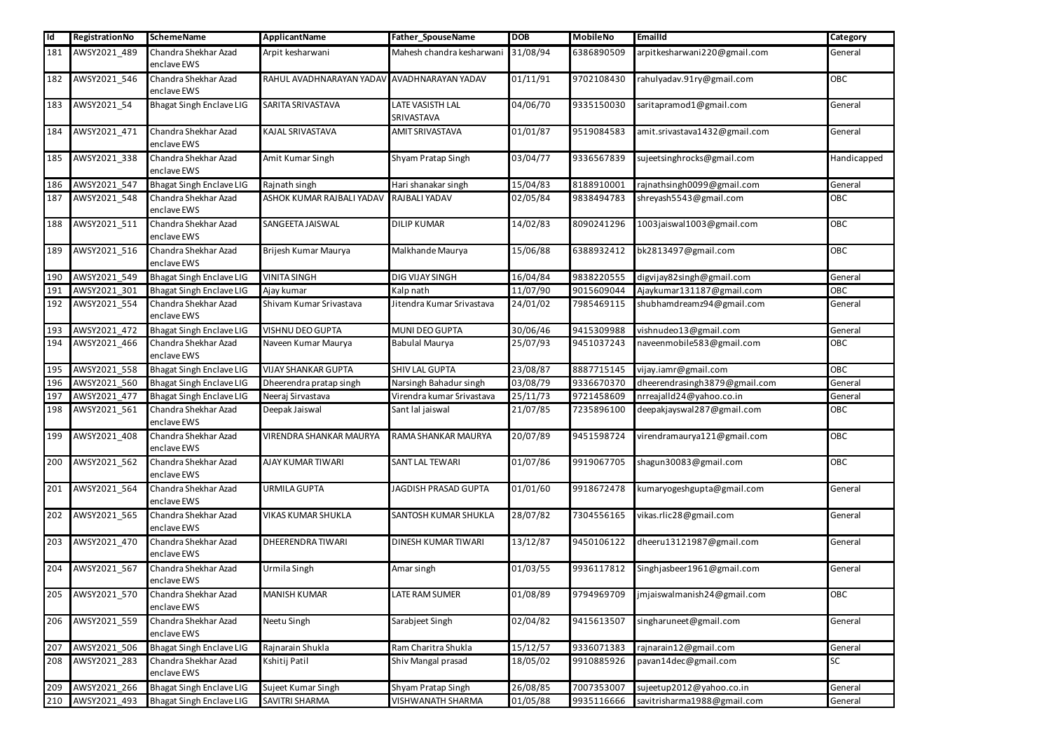| Id | RegistrationNo | SchemeName | ApplicantName | Father_SpouseName | DOB | MobileNo | EmailId | Category |
|---|---|---|---|---|---|---|---|---|
| 181 | AWSY2021_489 | Chandra Shekhar Azad enclave EWS | Arpit kesharwani | Mahesh chandra kesharwani | 31/08/94 | 6386890509 | arpitkesharwani220@gmail.com | General |
| 182 | AWSY2021_546 | Chandra Shekhar Azad enclave EWS | RAHUL AVADHNARAYAN YADAV | AVADHNARAYAN YADAV | 01/11/91 | 9702108430 | rahulyadav.91ry@gmail.com | OBC |
| 183 | AWSY2021_54 | Bhagat Singh Enclave LIG | SARITA SRIVASTAVA | LATE VASISTH LAL SRIVASTAVA | 04/06/70 | 9335150030 | saritapramod1@gmail.com | General |
| 184 | AWSY2021_471 | Chandra Shekhar Azad enclave EWS | KAJAL SRIVASTAVA | AMIT SRIVASTAVA | 01/01/87 | 9519084583 | amit.srivastava1432@gmail.com | General |
| 185 | AWSY2021_338 | Chandra Shekhar Azad enclave EWS | Amit Kumar Singh | Shyam Pratap Singh | 03/04/77 | 9336567839 | sujeetsinghrocks@gmail.com | Handicapped |
| 186 | AWSY2021_547 | Bhagat Singh Enclave LIG | Rajnath singh | Hari shanakar singh | 15/04/83 | 8188910001 | rajnathsingh0099@gmail.com | General |
| 187 | AWSY2021_548 | Chandra Shekhar Azad enclave EWS | ASHOK KUMAR RAJBALI YADAV | RAJBALI YADAV | 02/05/84 | 9838494783 | shreyash5543@gmail.com | OBC |
| 188 | AWSY2021_511 | Chandra Shekhar Azad enclave EWS | SANGEETA JAISWAL | DILIP KUMAR | 14/02/83 | 8090241296 | 1003jaiswal1003@gmail.com | OBC |
| 189 | AWSY2021_516 | Chandra Shekhar Azad enclave EWS | Brijesh Kumar Maurya | Malkhande Maurya | 15/06/88 | 6388932412 | bk2813497@gmail.com | OBC |
| 190 | AWSY2021_549 | Bhagat Singh Enclave LIG | VINITA SINGH | DIG VIJAY SINGH | 16/04/84 | 9838220555 | digvijay82singh@gmail.com | General |
| 191 | AWSY2021_301 | Bhagat Singh Enclave LIG | Ajay kumar | Kalp nath | 11/07/90 | 9015609044 | Ajaykumar131187@gmail.com | OBC |
| 192 | AWSY2021_554 | Chandra Shekhar Azad enclave EWS | Shivam Kumar Srivastava | Jitendra Kumar Srivastava | 24/01/02 | 7985469115 | shubhamdreamz94@gmail.com | General |
| 193 | AWSY2021_472 | Bhagat Singh Enclave LIG | VISHNU DEO GUPTA | MUNI DEO GUPTA | 30/06/46 | 9415309988 | vishnudeo13@gmail.com | General |
| 194 | AWSY2021_466 | Chandra Shekhar Azad enclave EWS | Naveen Kumar Maurya | Babulal Maurya | 25/07/93 | 9451037243 | naveenmobile583@gmail.com | OBC |
| 195 | AWSY2021_558 | Bhagat Singh Enclave LIG | VIJAY SHANKAR GUPTA | SHIV LAL GUPTA | 23/08/87 | 8887715145 | vijay.iamr@gmail.com | OBC |
| 196 | AWSY2021_560 | Bhagat Singh Enclave LIG | Dheerendra pratap singh | Narsingh Bahadur singh | 03/08/79 | 9336670370 | dheerendrasingh3879@gmail.com | General |
| 197 | AWSY2021_477 | Bhagat Singh Enclave LIG | Neeraj Sirvastava | Virendra kumar Srivastava | 25/11/73 | 9721458609 | nrreajalld24@yahoo.co.in | General |
| 198 | AWSY2021_561 | Chandra Shekhar Azad enclave EWS | Deepak Jaiswal | Sant lal jaiswal | 21/07/85 | 7235896100 | deepakjayswal287@gmail.com | OBC |
| 199 | AWSY2021_408 | Chandra Shekhar Azad enclave EWS | VIRENDRA SHANKAR MAURYA | RAMA SHANKAR MAURYA | 20/07/89 | 9451598724 | virendramaurya121@gmail.com | OBC |
| 200 | AWSY2021_562 | Chandra Shekhar Azad enclave EWS | AJAY KUMAR TIWARI | SANT LAL TEWARI | 01/07/86 | 9919067705 | shagun30083@gmail.com | OBC |
| 201 | AWSY2021_564 | Chandra Shekhar Azad enclave EWS | URMILA GUPTA | JAGDISH PRASAD GUPTA | 01/01/60 | 9918672478 | kumaryogeshgupta@gmail.com | General |
| 202 | AWSY2021_565 | Chandra Shekhar Azad enclave EWS | VIKAS KUMAR SHUKLA | SANTOSH KUMAR SHUKLA | 28/07/82 | 7304556165 | vikas.rlic28@gmail.com | General |
| 203 | AWSY2021_470 | Chandra Shekhar Azad enclave EWS | DHEERENDRA TIWARI | DINESH KUMAR TIWARI | 13/12/87 | 9450106122 | dheeru13121987@gmail.com | General |
| 204 | AWSY2021_567 | Chandra Shekhar Azad enclave EWS | Urmila Singh | Amar singh | 01/03/55 | 9936117812 | Singhjasbeer1961@gmail.com | General |
| 205 | AWSY2021_570 | Chandra Shekhar Azad enclave EWS | MANISH KUMAR | LATE RAM SUMER | 01/08/89 | 9794969709 | jmjaiswalmanish24@gmail.com | OBC |
| 206 | AWSY2021_559 | Chandra Shekhar Azad enclave EWS | Neetu Singh | Sarabjeet Singh | 02/04/82 | 9415613507 | singharuneet@gmail.com | General |
| 207 | AWSY2021_506 | Bhagat Singh Enclave LIG | Rajnarain Shukla | Ram Charitra Shukla | 15/12/57 | 9336071383 | rajnarain12@gmail.com | General |
| 208 | AWSY2021_283 | Chandra Shekhar Azad enclave EWS | Kshitij Patil | Shiv Mangal prasad | 18/05/02 | 9910885926 | pavan14dec@gmail.com | SC |
| 209 | AWSY2021_266 | Bhagat Singh Enclave LIG | Sujeet Kumar Singh | Shyam Pratap Singh | 26/08/85 | 7007353007 | sujeetup2012@yahoo.co.in | General |
| 210 | AWSY2021_493 | Bhagat Singh Enclave LIG | SAVITRI SHARMA | VISHWANATH SHARMA | 01/05/88 | 9935116666 | savitrisharma1988@gmail.com | General |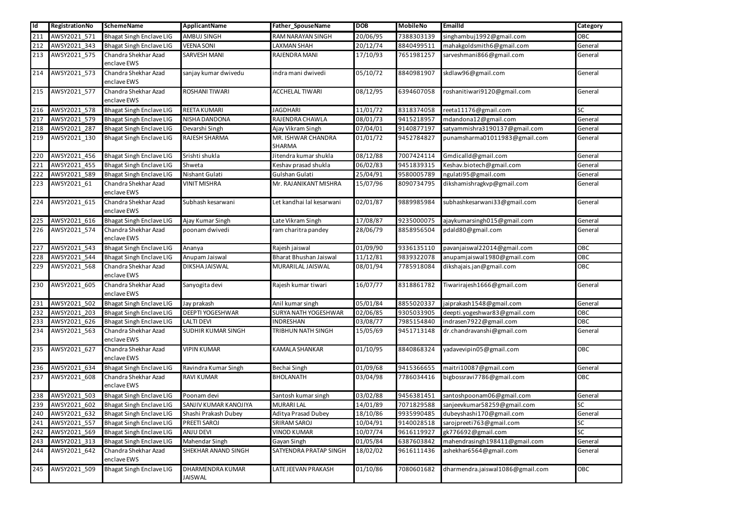| Id | RegistrationNo | SchemeName | ApplicantName | Father_SpouseName | DOB | MobileNo | EmailId | Category |
|---|---|---|---|---|---|---|---|---|
| 211 | AWSY2021_571 | Bhagat Singh Enclave LIG | AMBUJ SINGH | RAM NARAYAN SINGH | 20/06/95 | 7388303139 | singhambuj1992@gmail.com | OBC |
| 212 | AWSY2021_343 | Bhagat Singh Enclave LIG | VEENA SONI | LAXMAN SHAH | 20/12/74 | 8840499511 | mahakgoldsmith6@gmail.com | General |
| 213 | AWSY2021_575 | Chandra Shekhar Azad enclave EWS | SARVESH MANI | RAJENDRA MANI | 17/10/93 | 7651981257 | sarveshmani866@gmail.com | General |
| 214 | AWSY2021_573 | Chandra Shekhar Azad enclave EWS | sanjay kumar dwivedu | indra mani dwivedi | 05/10/72 | 8840981907 | skdlaw96@gmail.com | General |
| 215 | AWSY2021_577 | Chandra Shekhar Azad enclave EWS | ROSHANI TIWARI | ACCHELAL TIWARI | 08/12/95 | 6394607058 | roshanitiwari9120@gmail.com | General |
| 216 | AWSY2021_578 | Bhagat Singh Enclave LIG | REETA KUMARI | JAGDHARI | 11/01/72 | 8318374058 | reeta11176@gmail.com | SC |
| 217 | AWSY2021_579 | Bhagat Singh Enclave LIG | NISHA DANDONA | RAJENDRA CHAWLA | 08/01/73 | 9415218957 | mdandona12@gmail.com | General |
| 218 | AWSY2021_287 | Bhagat Singh Enclave LIG | Devarshi Singh | Ajay Vikram Singh | 07/04/01 | 9140877197 | satyammishra3190137@gmail.com | General |
| 219 | AWSY2021_130 | Bhagat Singh Enclave LIG | RAJESH SHARMA | MR. ISHWAR CHANDRA SHARMA | 01/01/72 | 9452784827 | punamsharma01011983@gmail.com | General |
| 220 | AWSY2021_456 | Bhagat Singh Enclave LIG | Srishti shukla | Jitendra kumar shukla | 08/12/88 | 7007424114 | Gmdicalld@gmail.com | General |
| 221 | AWSY2021_455 | Bhagat Singh Enclave LIG | Shweta | Keshav prasad shukla | 06/02/83 | 9451839315 | Keshav.biotech@gmail.com | General |
| 222 | AWSY2021_589 | Bhagat Singh Enclave LIG | Nishant Gulati | Gulshan Gulati | 25/04/91 | 9580005789 | ngulati95@gmail.com | General |
| 223 | AWSY2021_61 | Chandra Shekhar Azad enclave EWS | VINIT MISHRA | Mr. RAJANIKANT MISHRA | 15/07/96 | 8090734795 | dikshamishragkvp@gmail.com | General |
| 224 | AWSY2021_615 | Chandra Shekhar Azad enclave EWS | Subhash kesarwani | Let kandhai lal kesarwani | 02/01/87 | 9889985984 | subhashkesarwani33@gmail.com | General |
| 225 | AWSY2021_616 | Bhagat Singh Enclave LIG | Ajay Kumar Singh | Late Vikram Singh | 17/08/87 | 9235000075 | ajaykumarsingh015@gmail.com | General |
| 226 | AWSY2021_574 | Chandra Shekhar Azad enclave EWS | poonam dwivedi | ram charitra pandey | 28/06/79 | 8858956504 | pdald80@gmail.com | General |
| 227 | AWSY2021_543 | Bhagat Singh Enclave LIG | Ananya | Rajesh jaiswal | 01/09/90 | 9336135110 | pavanjaiswal22014@gmail.com | OBC |
| 228 | AWSY2021_544 | Bhagat Singh Enclave LIG | Anupam Jaiswal | Bharat Bhushan Jaiswal | 11/12/81 | 9839322078 | anupamjaiswal1980@gmail.com | OBC |
| 229 | AWSY2021_568 | Chandra Shekhar Azad enclave EWS | DIKSHA JAISWAL | MURARILAL JAISWAL | 08/01/94 | 7785918084 | dikshajais.jan@gmail.com | OBC |
| 230 | AWSY2021_605 | Chandra Shekhar Azad enclave EWS | Sanyogita devi | Rajesh kumar tiwari | 16/07/77 | 8318861782 | Tiwarirajesh1666@gmail.com | General |
| 231 | AWSY2021_502 | Bhagat Singh Enclave LIG | Jay prakash | Anil kumar singh | 05/01/84 | 8855020337 | jaiprakash1548@gmail.com | General |
| 232 | AWSY2021_203 | Bhagat Singh Enclave LIG | DEEPTI YOGESHWAR | SURYA NATH YOGESHWAR | 02/06/85 | 9305033905 | deepti.yogeshwar83@gmail.com | OBC |
| 233 | AWSY2021_626 | Bhagat Singh Enclave LIG | LALTI DEVI | INDRESHAN | 03/08/77 | 7985154840 | indrasen7922@gmail.com | OBC |
| 234 | AWSY2021_563 | Chandra Shekhar Azad enclave EWS | SUDHIR KUMAR SINGH | TRIBHUN NATH SINGH | 15/05/69 | 9451713148 | dr.chandravanshi@gmail.com | General |
| 235 | AWSY2021_627 | Chandra Shekhar Azad enclave EWS | VIPIN KUMAR | KAMALA SHANKAR | 01/10/95 | 8840868324 | yadavevipin05@gmail.com | OBC |
| 236 | AWSY2021_634 | Bhagat Singh Enclave LIG | Ravindra Kumar Singh | Bechai Singh | 01/09/68 | 9415366655 | maitri10087@gmail.com | General |
| 237 | AWSY2021_608 | Chandra Shekhar Azad enclave EWS | RAVI KUMAR | BHOLANATH | 03/04/98 | 7786034416 | bigbossravi7786@gmail.com | OBC |
| 238 | AWSY2021_503 | Bhagat Singh Enclave LIG | Poonam devi | Santosh kumar singh | 03/02/88 | 9456381451 | santoshpoonam06@gmail.com | General |
| 239 | AWSY2021_602 | Bhagat Singh Enclave LIG | SANJIV KUMAR KANOJIYA | MURARI LAL | 14/01/89 | 7071829588 | sanjeevkumar58259@gmail.com | SC |
| 240 | AWSY2021_632 | Bhagat Singh Enclave LIG | Shashi Prakash Dubey | Aditya Prasad Dubey | 18/10/86 | 9935990485 | dubeyshashi170@gmail.com | General |
| 241 | AWSY2021_557 | Bhagat Singh Enclave LIG | PREETI SAROJ | SRIRAM SAROJ | 10/04/91 | 9140028518 | sarojpreeti763@gmail.com | SC |
| 242 | AWSY2021_569 | Bhagat Singh Enclave LIG | ANJU DEVI | VINOD KUMAR | 10/07/74 | 9616119927 | gk776692@gmail.com | SC |
| 243 | AWSY2021_313 | Bhagat Singh Enclave LIG | Mahendar Singh | Gayan Singh | 01/05/84 | 6387603842 | mahendrasingh198411@gmail.com | General |
| 244 | AWSY2021_642 | Chandra Shekhar Azad enclave EWS | SHEKHAR ANAND SINGH | SATYENDRA PRATAP SINGH | 18/02/02 | 9616111436 | ashekhar6564@gmail.com | General |
| 245 | AWSY2021_509 | Bhagat Singh Enclave LIG | DHARMENDRA KUMAR JAISWAL | LATE JEEVAN PRAKASH | 01/10/86 | 7080601682 | dharmendra.jaiswal1086@gmail.com | OBC |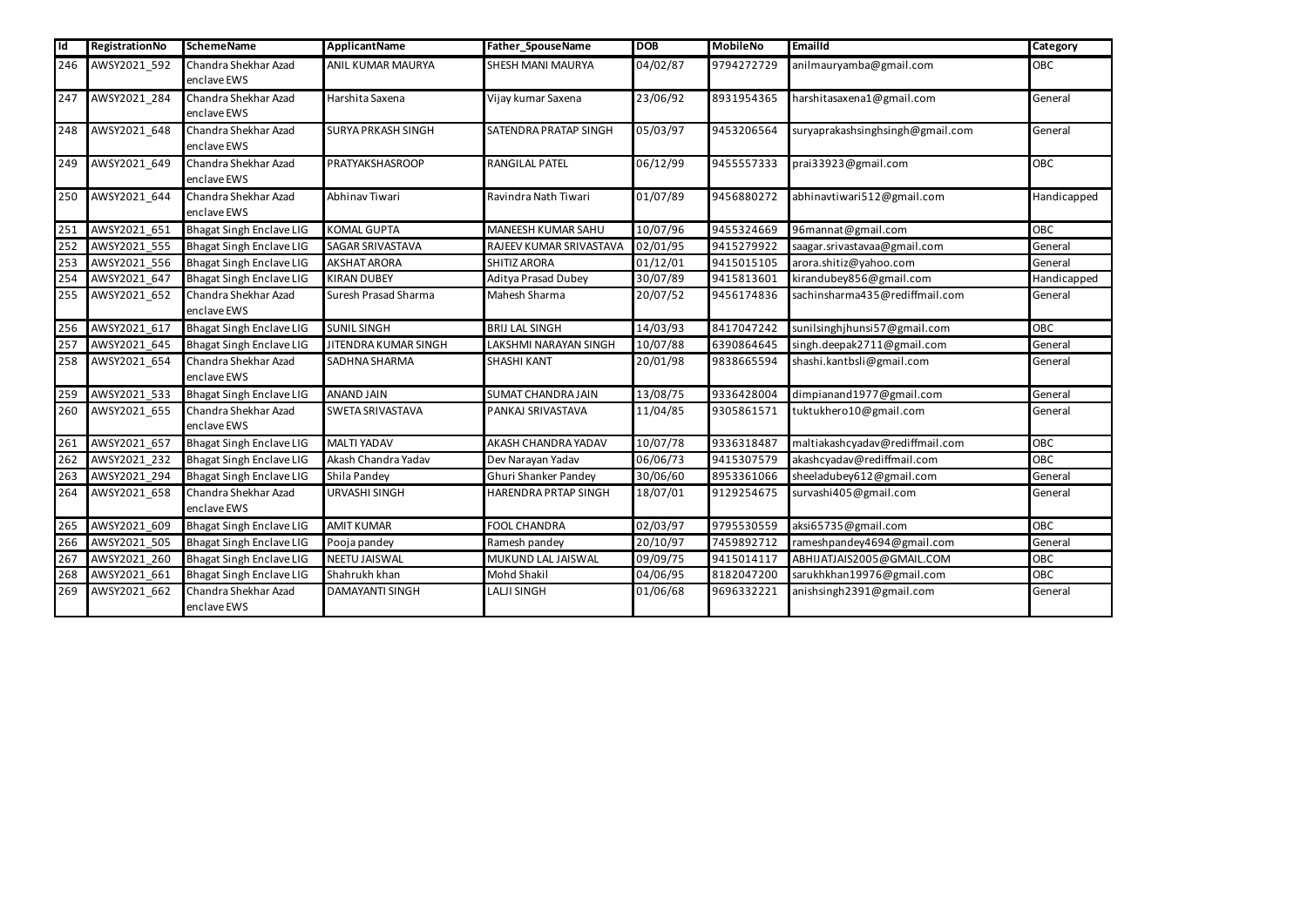| Id | RegistrationNo | SchemeName | ApplicantName | Father_SpouseName | DOB | MobileNo | EmailId | Category |
|---|---|---|---|---|---|---|---|---|
| 246 | AWSY2021_592 | Chandra Shekhar Azad enclave EWS | ANIL KUMAR MAURYA | SHESH MANI MAURYA | 04/02/87 | 9794272729 | anilmauryamba@gmail.com | OBC |
| 247 | AWSY2021_284 | Chandra Shekhar Azad enclave EWS | Harshita Saxena | Vijay kumar Saxena | 23/06/92 | 8931954365 | harshitasaxena1@gmail.com | General |
| 248 | AWSY2021_648 | Chandra Shekhar Azad enclave EWS | SURYA PRKASH SINGH | SATENDRA PRATAP SINGH | 05/03/97 | 9453206564 | suryaprakashsinghsingh@gmail.com | General |
| 249 | AWSY2021_649 | Chandra Shekhar Azad enclave EWS | PRATYAKSHASROOP | RANGILAL PATEL | 06/12/99 | 9455557333 | prai33923@gmail.com | OBC |
| 250 | AWSY2021_644 | Chandra Shekhar Azad enclave EWS | Abhinav Tiwari | Ravindra Nath Tiwari | 01/07/89 | 9456880272 | abhinavtiwari512@gmail.com | Handicapped |
| 251 | AWSY2021_651 | Bhagat Singh Enclave LIG | KOMAL GUPTA | MANEESH KUMAR SAHU | 10/07/96 | 9455324669 | 96mannat@gmail.com | OBC |
| 252 | AWSY2021_555 | Bhagat Singh Enclave LIG | SAGAR SRIVASTAVA | RAJEEV KUMAR SRIVASTAVA | 02/01/95 | 9415279922 | saagar.srivastavaa@gmail.com | General |
| 253 | AWSY2021_556 | Bhagat Singh Enclave LIG | AKSHAT ARORA | SHITIZ ARORA | 01/12/01 | 9415015105 | arora.shitiz@yahoo.com | General |
| 254 | AWSY2021_647 | Bhagat Singh Enclave LIG | KIRAN DUBEY | Aditya Prasad Dubey | 30/07/89 | 9415813601 | kirandubey856@gmail.com | Handicapped |
| 255 | AWSY2021_652 | Chandra Shekhar Azad enclave EWS | Suresh Prasad Sharma | Mahesh Sharma | 20/07/52 | 9456174836 | sachinsharma435@rediffmail.com | General |
| 256 | AWSY2021_617 | Bhagat Singh Enclave LIG | SUNIL SINGH | BRIJ LAL SINGH | 14/03/93 | 8417047242 | sunilsinghjhunsi57@gmail.com | OBC |
| 257 | AWSY2021_645 | Bhagat Singh Enclave LIG | JITENDRA KUMAR SINGH | LAKSHMI NARAYAN SINGH | 10/07/88 | 6390864645 | singh.deepak2711@gmail.com | General |
| 258 | AWSY2021_654 | Chandra Shekhar Azad enclave EWS | SADHNA SHARMA | SHASHI KANT | 20/01/98 | 9838665594 | shashi.kantbsli@gmail.com | General |
| 259 | AWSY2021_533 | Bhagat Singh Enclave LIG | ANAND JAIN | SUMAT CHANDRA JAIN | 13/08/75 | 9336428004 | dimpianand1977@gmail.com | General |
| 260 | AWSY2021_655 | Chandra Shekhar Azad enclave EWS | SWETA SRIVASTAVA | PANKAJ SRIVASTAVA | 11/04/85 | 9305861571 | tuktukhero10@gmail.com | General |
| 261 | AWSY2021_657 | Bhagat Singh Enclave LIG | MALTI YADAV | AKASH CHANDRA YADAV | 10/07/78 | 9336318487 | maltiakashcyadav@rediffmail.com | OBC |
| 262 | AWSY2021_232 | Bhagat Singh Enclave LIG | Akash Chandra Yadav | Dev Narayan Yadav | 06/06/73 | 9415307579 | akashcyadav@rediffmail.com | OBC |
| 263 | AWSY2021_294 | Bhagat Singh Enclave LIG | Shila Pandey | Ghuri Shanker Pandey | 30/06/60 | 8953361066 | sheeladubey612@gmail.com | General |
| 264 | AWSY2021_658 | Chandra Shekhar Azad enclave EWS | URVASHI SINGH | HARENDRA PRTAP SINGH | 18/07/01 | 9129254675 | survashi405@gmail.com | General |
| 265 | AWSY2021_609 | Bhagat Singh Enclave LIG | AMIT KUMAR | FOOL CHANDRA | 02/03/97 | 9795530559 | aksi65735@gmail.com | OBC |
| 266 | AWSY2021_505 | Bhagat Singh Enclave LIG | Pooja pandey | Ramesh pandey | 20/10/97 | 7459892712 | rameshpandey4694@gmail.com | General |
| 267 | AWSY2021_260 | Bhagat Singh Enclave LIG | NEETU JAISWAL | MUKUND LAL JAISWAL | 09/09/75 | 9415014117 | ABHIJATJAIS2005@GMAIL.COM | OBC |
| 268 | AWSY2021_661 | Bhagat Singh Enclave LIG | Shahrukh khan | Mohd Shakil | 04/06/95 | 8182047200 | sarukhkhan19976@gmail.com | OBC |
| 269 | AWSY2021_662 | Chandra Shekhar Azad enclave EWS | DAMAYANTI SINGH | LALJI SINGH | 01/06/68 | 9696332221 | anishsingh2391@gmail.com | General |